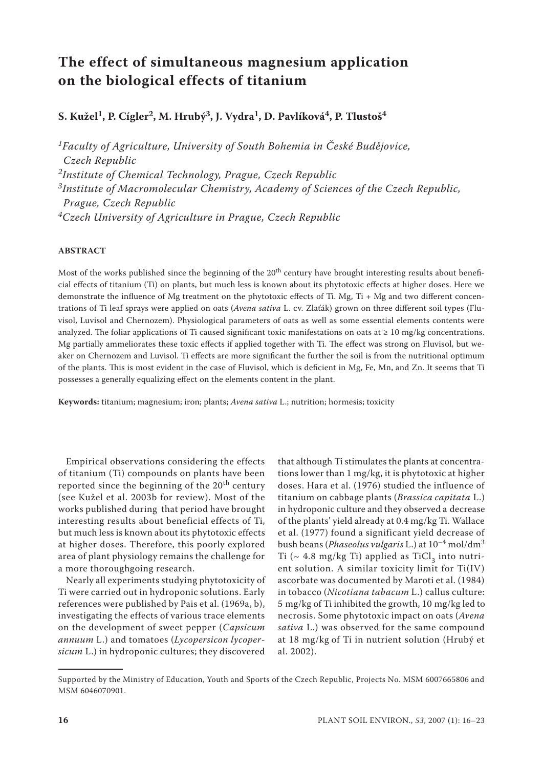# The effect of simultaneous magnesium application on the biological effects of titanium

**S. Kužel[1], P. Cígler[2], M. Hrubý[3], J. Vydra[1], D. Pavlíková[4], P. Tlustoš[4]**

*[1]Faculty of Agriculture, University of South Bohemia in České Budějovice, Czech Republic*
*[2]Institute of Chemical Technology, Prague, Czech Republic*
*[3]Institute of Macromolecular Chemistry, Academy of Sciences of the Czech Republic, Prague, Czech Republic*
*[4]Czech University of Agriculture in Prague, Czech Republic*

## ABSTRACT

Most of the works published since the beginning of the 20$^{th}$ century have brought interesting results about beneficial effects of titanium (Ti) on plants, but much less is known about its phytotoxic effects at higher doses. Here we demonstrate the influence of Mg treatment on the phytotoxic effects of Ti. Mg, Ti + Mg and two different concentrations of Ti leaf sprays were applied on oats (*Avena sativa* L. cv. Zlaťák) grown on three different soil types (Fluvisol, Luvisol and Chernozem). Physiological parameters of oats as well as some essential elements contents were analyzed. The foliar applications of Ti caused significant toxic manifestations on oats at ≥ 10 mg/kg concentrations. Mg partially ammeliorates these toxic effects if applied together with Ti. The effect was strong on Fluvisol, but weaker on Chernozem and Luvisol. Ti effects are more significant the further the soil is from the nutritional optimum of the plants. This is most evident in the case of Fluvisol, which is deficient in Mg, Fe, Mn, and Zn. It seems that Ti possesses a generally equalizing effect on the elements content in the plant.

**Keywords:** titanium; magnesium; iron; plants; *Avena sativa* L.; nutrition; hormesis; toxicity

Empirical observations considering the effects of titanium (Ti) compounds on plants have been reported since the beginning of the 20$^{th}$ century (see Kužel et al. 2003b for review). Most of the works published during that period have brought interesting results about beneficial effects of Ti, but much less is known about its phytotoxic effects at higher doses. Therefore, this poorly explored area of plant physiology remains the challenge for a more thoroughgoing research.

Nearly all experiments studying phytotoxicity of Ti were carried out in hydroponic solutions. Early references were published by Pais et al. (1969a, b), investigating the effects of various trace elements on the development of sweet pepper (*Capsicum annuum* L.) and tomatoes (*Lycopersicon lycopersicum* L.) in hydroponic cultures; they discovered that although Ti stimulates the plants at concentrations lower than 1 mg/kg, it is phytotoxic at higher doses. Hara et al. (1976) studied the influence of titanium on cabbage plants (*Brassica capitata* L.) in hydroponic culture and they observed a decrease of the plants' yield already at 0.4 mg/kg Ti. Wallace et al. (1977) found a significant yield decrease of bush beans (*Phaseolus vulgaris* L.) at $10^{-4}$ mol/dm$^3$ Ti (~ 4.8 mg/kg Ti) applied as $TiCl_3$ into nutrient solution. A similar toxicity limit for Ti(IV) ascorbate was documented by Maroti et al. (1984) in tobacco (*Nicotiana tabacum* L.) callus culture: 5 mg/kg of Ti inhibited the growth, 10 mg/kg led to necrosis. Some phytotoxic impact on oats (*Avena sativa* L.) was observed for the same compound at 18 mg/kg of Ti in nutrient solution (Hrubý et al. 2002).

Supported by the Ministry of Education, Youth and Sports of the Czech Republic, Projects No. MSM 6007665806 and MSM 6046070901.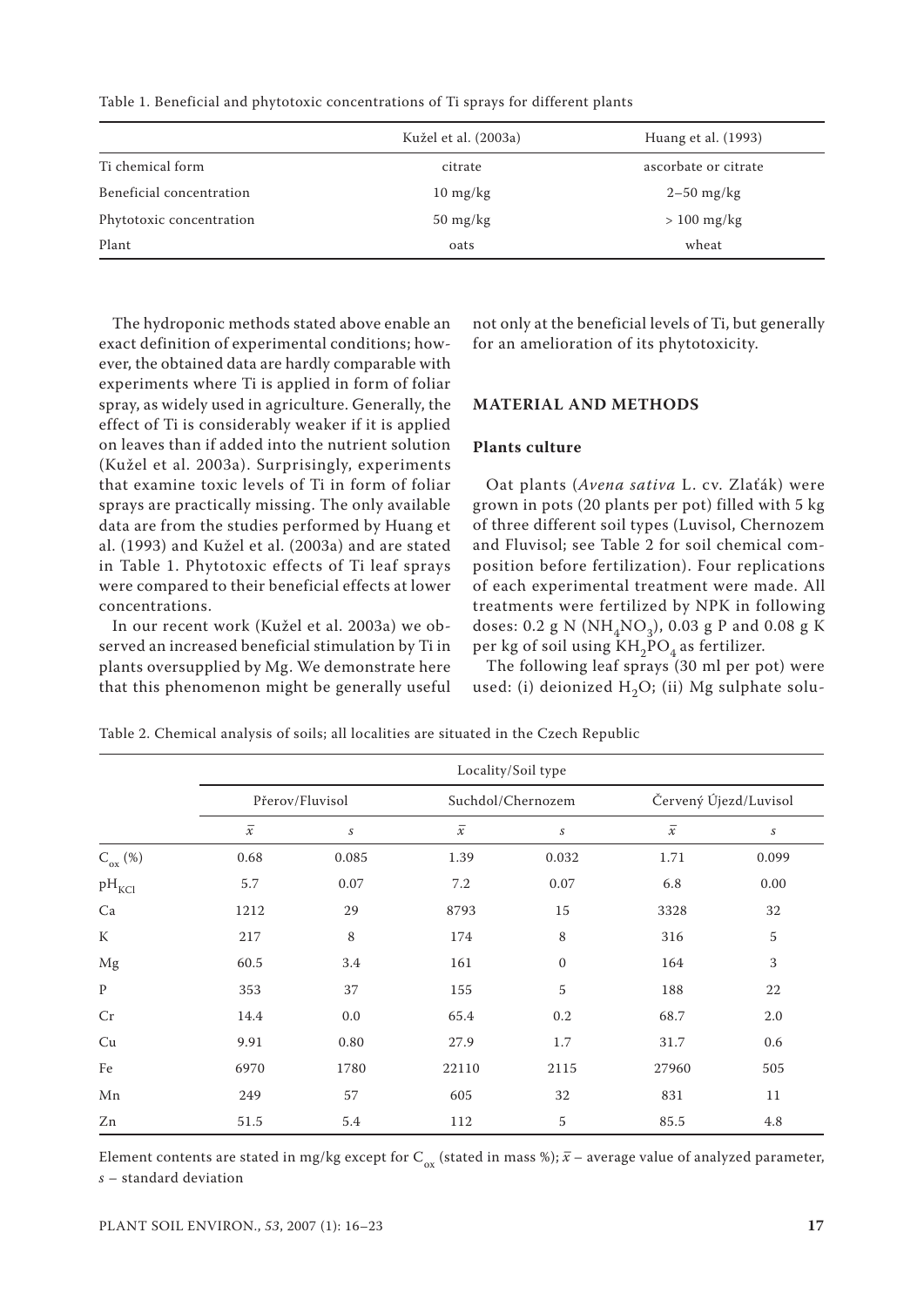Table 1. Beneficial and phytotoxic concentrations of Ti sprays for different plants

| | Kužel et al. (2003a) | Huang et al. (1993) |
|---|---|---|
| Ti chemical form | citrate | ascorbate or citrate |
| Beneficial concentration | 10 mg/kg | 2–50 mg/kg |
| Phytotoxic concentration | 50 mg/kg | > 100 mg/kg |
| Plant | oats | wheat |

The hydroponic methods stated above enable an exact definition of experimental conditions; however, the obtained data are hardly comparable with experiments where Ti is applied in form of foliar spray, as widely used in agriculture. Generally, the effect of Ti is considerably weaker if it is applied on leaves than if added into the nutrient solution (Kužel et al. 2003a). Surprisingly, experiments that examine toxic levels of Ti in form of foliar sprays are practically missing. The only available data are from the studies performed by Huang et al. (1993) and Kužel et al. (2003a) and are stated in Table 1. Phytotoxic effects of Ti leaf sprays were compared to their beneficial effects at lower concentrations.

In our recent work (Kužel et al. 2003a) we observed an increased beneficial stimulation by Ti in plants oversupplied by Mg. We demonstrate here that this phenomenon might be generally useful not only at the beneficial levels of Ti, but generally for an amelioration of its phytotoxicity.

## MATERIAL AND METHODS

### Plants culture

Oat plants (*Avena sativa* L. cv. Zlaťák) were grown in pots (20 plants per pot) filled with 5 kg of three different soil types (Luvisol, Chernozem and Fluvisol; see Table 2 for soil chemical composition before fertilization). Four replications of each experimental treatment were made. All treatments were fertilized by NPK in following doses: 0.2 g N ($NH_4NO_3$), 0.03 g P and 0.08 g K per kg of soil using $KH_2PO_4$ as fertilizer.

The following leaf sprays (30 ml per pot) were used: (i) deionized $H_2O$; (ii) Mg sulphate solu-

Table 2. Chemical analysis of soils; all localities are situated in the Czech Republic

| | Locality/Soil type | | | | | |
|---|---|---|---|---|---|---|
| | Přerov/Fluvisol | | Suchdol/Chernozem | | Červený Újezd/Luvisol | |
| | $\bar{x}$ | $s$ | $\bar{x}$ | $s$ | $\bar{x}$ | $s$ |
| $C_{ox}$ (%) | 0.68 | 0.085 | 1.39 | 0.032 | 1.71 | 0.099 |
| $pH_{KCl}$ | 5.7 | 0.07 | 7.2 | 0.07 | 6.8 | 0.00 |
| Ca | 1212 | 29 | 8793 | 15 | 3328 | 32 |
| K | 217 | 8 | 174 | 8 | 316 | 5 |
| Mg | 60.5 | 3.4 | 161 | 0 | 164 | 3 |
| P | 353 | 37 | 155 | 5 | 188 | 22 |
| Cr | 14.4 | 0.0 | 65.4 | 0.2 | 68.7 | 2.0 |
| Cu | 9.91 | 0.80 | 27.9 | 1.7 | 31.7 | 0.6 |
| Fe | 6970 | 1780 | 22110 | 2115 | 27960 | 505 |
| Mn | 249 | 57 | 605 | 32 | 831 | 11 |
| Zn | 51.5 | 5.4 | 112 | 5 | 85.5 | 4.8 |

Element contents are stated in mg/kg except for $C_{ox}$ (stated in mass %); $\bar{x}$ – average value of analyzed parameter, $s$ – standard deviation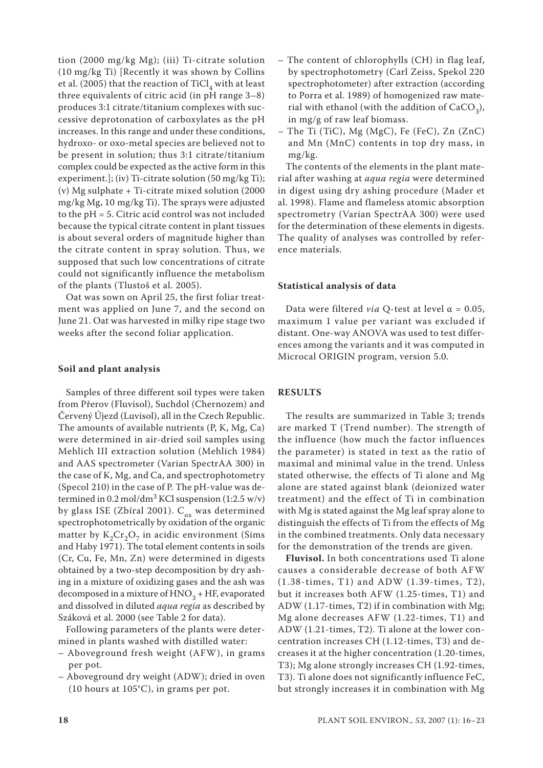tion (2000 mg/kg Mg); (iii) Ti-citrate solution (10 mg/kg Ti) [Recently it was shown by Collins et al. (2005) that the reaction of $TiCl_4$ with at least three equivalents of citric acid (in pH range 3–8) produces 3:1 citrate/titanium complexes with successive deprotonation of carboxylates as the pH increases. In this range and under these conditions, hydroxo- or oxo-metal species are believed not to be present in solution; thus 3:1 citrate/titanium complex could be expected as the active form in this experiment.]; (iv) Ti-citrate solution (50 mg/kg Ti); (v) Mg sulphate + Ti-citrate mixed solution (2000 mg/kg Mg, 10 mg/kg Ti). The sprays were adjusted to the pH = 5. Citric acid control was not included because the typical citrate content in plant tissues is about several orders of magnitude higher than the citrate content in spray solution. Thus, we supposed that such low concentrations of citrate could not significantly influence the metabolism of the plants (Tlustoš et al. 2005).

Oat was sown on April 25, the first foliar treatment was applied on June 7, and the second on June 21. Oat was harvested in milky ripe stage two weeks after the second foliar application.

### Soil and plant analysis

Samples of three different soil types were taken from Přerov (Fluvisol), Suchdol (Chernozem) and Červený Újezd (Luvisol), all in the Czech Republic. The amounts of available nutrients (P, K, Mg, Ca) were determined in air-dried soil samples using Mehlich III extraction solution (Mehlich 1984) and AAS spectrometer (Varian SpectrAA 300) in the case of K, Mg, and Ca, and spectrophotometry (Specol 210) in the case of P. The pH-value was determined in 0.2 mol/$dm^3$ KCl suspension (1:2.5 w/v) by glass ISE (Zbíral 2001). $C_{ox}$ was determined spectrophotometrically by oxidation of the organic matter by $K_2Cr_2O_7$ in acidic environment (Sims and Haby 1971). The total element contents in soils (Cr, Cu, Fe, Mn, Zn) were determined in digests obtained by a two-step decomposition by dry ashing in a mixture of oxidizing gases and the ash was decomposed in a mixture of $HNO_3$ + HF, evaporated and dissolved in diluted *aqua regia* as described by Száková et al. 2000 (see Table 2 for data).

Following parameters of the plants were determined in plants washed with distilled water:

- Aboveground fresh weight (AFW), in grams per pot.
- Aboveground dry weight (ADW); dried in oven (10 hours at 105°C), in grams per pot.
- The content of chlorophylls (CH) in flag leaf, by spectrophotometry (Carl Zeiss, Spekol 220 spectrophotometer) after extraction (according to Porra et al. 1989) of homogenized raw material with ethanol (with the addition of $CaCO_3$), in mg/g of raw leaf biomass.
- The Ti (TiC), Mg (MgC), Fe (FeC), Zn (ZnC) and Mn (MnC) contents in top dry mass, in mg/kg.

The contents of the elements in the plant material after washing at *aqua regia* were determined in digest using dry ashing procedure (Mader et al. 1998). Flame and flameless atomic absorption spectrometry (Varian SpectrAA 300) were used for the determination of these elements in digests. The quality of analyses was controlled by reference materials.

### Statistical analysis of data

Data were filtered *via* Q-test at level $\alpha = 0.05$, maximum 1 value per variant was excluded if distant. One-way ANOVA was used to test differences among the variants and it was computed in Microcal ORIGIN program, version 5.0.

## RESULTS

The results are summarized in Table 3; trends are marked T (Trend number). The strength of the influence (how much the factor influences the parameter) is stated in text as the ratio of maximal and minimal value in the trend. Unless stated otherwise, the effects of Ti alone and Mg alone are stated against blank (deionized water treatment) and the effect of Ti in combination with Mg is stated against the Mg leaf spray alone to distinguish the effects of Ti from the effects of Mg in the combined treatments. Only data necessary for the demonstration of the trends are given.

**Fluvisol.** In both concentrations used Ti alone causes a considerable decrease of both AFW (1.38-times, T1) and ADW (1.39-times, T2), but it increases both AFW (1.25-times, T1) and ADW (1.17-times, T2) if in combination with Mg; Mg alone decreases AFW (1.22-times, T1) and ADW (1.21-times, T2). Ti alone at the lower concentration increases CH (1.12-times, T3) and decreases it at the higher concentration (1.20-times, T3); Mg alone strongly increases CH (1.92-times, T3). Ti alone does not significantly influence FeC, but strongly increases it in combination with Mg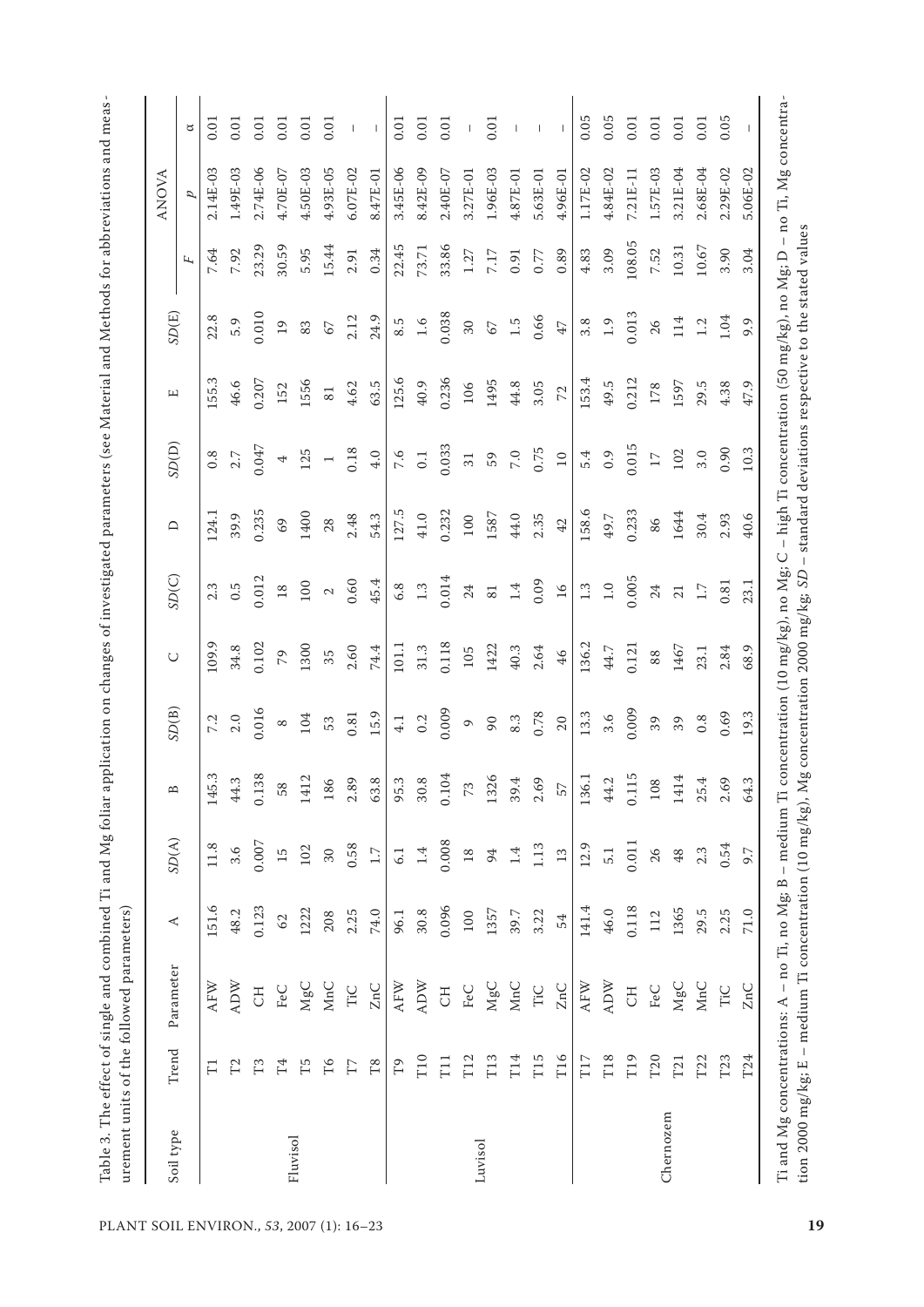Table 3. The effect of single and combined Ti and Mg foliar application on changes of investigated parameters (see Material and Methods for abbreviations and measurement units of the followed parameters)

| Soil type | Trend | Parameter | A | SD(A) | B | SD(B) | C | SD(C) | D | SD(D) | E | SD(E) | ANOVA | | |
|---|---|---|---|---|---|---|---|---|---|---|---|---|---|---|---|
| | | | | | | | | | | | | | F | p | α |
| Fluvisol | T1 | AFW | 151.6 | 11.8 | 145.3 | 7.2 | 109.9 | 2.3 | 124.1 | 0.8 | 155.3 | 22.8 | 7.64 | 2.14E-03 | 0.01 |
| | T2 | ADW | 48.2 | 3.6 | 44.3 | 2.0 | 34.8 | 0.5 | 39.9 | 2.7 | 46.6 | 5.9 | 7.92 | 1.49E-03 | 0.01 |
| | T3 | CH | 0.123 | 0.007 | 0.138 | 0.016 | 0.102 | 0.012 | 0.235 | 0.047 | 0.207 | 0.010 | 23.29 | 2.74E-06 | 0.01 |
| | T4 | FeC | 62 | 15 | 58 | 8 | 79 | 18 | 69 | 4 | 152 | 19 | 30.59 | 4.70E-07 | 0.01 |
| | T5 | MgC | 1222 | 102 | 1412 | 104 | 1300 | 100 | 1400 | 125 | 1556 | 83 | 5.95 | 4.50E-03 | 0.01 |
| | T6 | MnC | 208 | 30 | 186 | 53 | 35 | 2 | 28 | 1 | 81 | 67 | 15.44 | 4.93E-05 | 0.01 |
| | T7 | TiC | 2.25 | 0.58 | 2.89 | 0.81 | 2.60 | 0.60 | 2.48 | 0.18 | 4.62 | 2.12 | 2.91 | 6.07E-02 | – |
| | T8 | ZnC | 74.0 | 1.7 | 63.8 | 15.9 | 74.4 | 45.4 | 54.3 | 4.0 | 63.5 | 24.9 | 0.34 | 8.47E-01 | – |
| Luvisol | T9 | AFW | 96.1 | 6.1 | 95.3 | 4.1 | 101.1 | 6.8 | 127.5 | 7.6 | 125.6 | 8.5 | 22.45 | 3.45E-06 | 0.01 |
| | T10 | ADW | 30.8 | 1.4 | 30.8 | 0.2 | 31.3 | 1.3 | 41.0 | 0.1 | 40.9 | 1.6 | 73.71 | 8.42E-09 | 0.01 |
| | T11 | CH | 0.096 | 0.008 | 0.104 | 0.009 | 0.118 | 0.014 | 0.232 | 0.033 | 0.236 | 0.038 | 33.86 | 2.40E-07 | 0.01 |
| | T12 | FeC | 100 | 18 | 73 | 9 | 105 | 24 | 100 | 31 | 106 | 30 | 1.27 | 3.27E-01 | – |
| | T13 | MgC | 1357 | 94 | 1326 | 90 | 1422 | 81 | 1587 | 59 | 1495 | 67 | 7.17 | 1.96E-03 | 0.01 |
| | T14 | MnC | 39.7 | 1.4 | 39.4 | 8.3 | 40.3 | 1.4 | 44.0 | 7.0 | 44.8 | 1.5 | 0.91 | 4.87E-01 | – |
| | T15 | TiC | 3.22 | 1.13 | 2.69 | 0.78 | 2.64 | 0.09 | 2.35 | 0.75 | 3.05 | 0.66 | 0.77 | 5.63E-01 | – |
| | T16 | ZnC | 54 | 13 | 57 | 20 | 46 | 16 | 42 | 10 | 72 | 47 | 0.89 | 4.96E-01 | – |
| Chernozem | T17 | AFW | 141.4 | 12.9 | 136.1 | 13.3 | 136.2 | 1.3 | 158.6 | 5.4 | 153.4 | 3.8 | 4.83 | 1.17E-02 | 0.05 |
| | T18 | ADW | 46.0 | 5.1 | 44.2 | 3.6 | 44.7 | 1.0 | 49.7 | 0.9 | 49.5 | 1.9 | 3.09 | 4.84E-02 | 0.05 |
| | T19 | CH | 0.118 | 0.011 | 0.115 | 0.009 | 0.121 | 0.005 | 0.233 | 0.015 | 0.212 | 0.013 | 108.05 | 7.21E-11 | 0.01 |
| | T20 | FeC | 112 | 26 | 108 | 39 | 88 | 24 | 86 | 17 | 178 | 26 | 7.52 | 1.57E-03 | 0.01 |
| | T21 | MgC | 1365 | 48 | 1414 | 39 | 1467 | 21 | 1644 | 102 | 1597 | 114 | 10.31 | 3.21E-04 | 0.01 |
| | T22 | MnC | 29.5 | 2.3 | 25.4 | 0.8 | 23.1 | 1.7 | 30.4 | 3.0 | 29.5 | 1.2 | 10.67 | 2.68E-04 | 0.01 |
| | T23 | TiC | 2.25 | 0.54 | 2.69 | 0.69 | 2.84 | 0.81 | 2.93 | 0.90 | 4.38 | 1.04 | 3.90 | 2.29E-02 | 0.05 |
| | T24 | ZnC | 71.0 | 9.7 | 64.3 | 19.3 | 68.9 | 23.1 | 40.6 | 10.3 | 47.9 | 9.9 | 3.04 | 5.06E-02 | – |

Ti and Mg concentrations: A – no Ti, no Mg; B – medium Ti concentration (10 mg/kg), no Mg; C – high Ti concentration (50 mg/kg), no Mg; D – no Ti, Mg concentration 2000 mg/kg; E – medium Ti concentration (10 mg/kg), Mg concentration 2000 mg/kg; *SD* – standard deviations respective to the stated values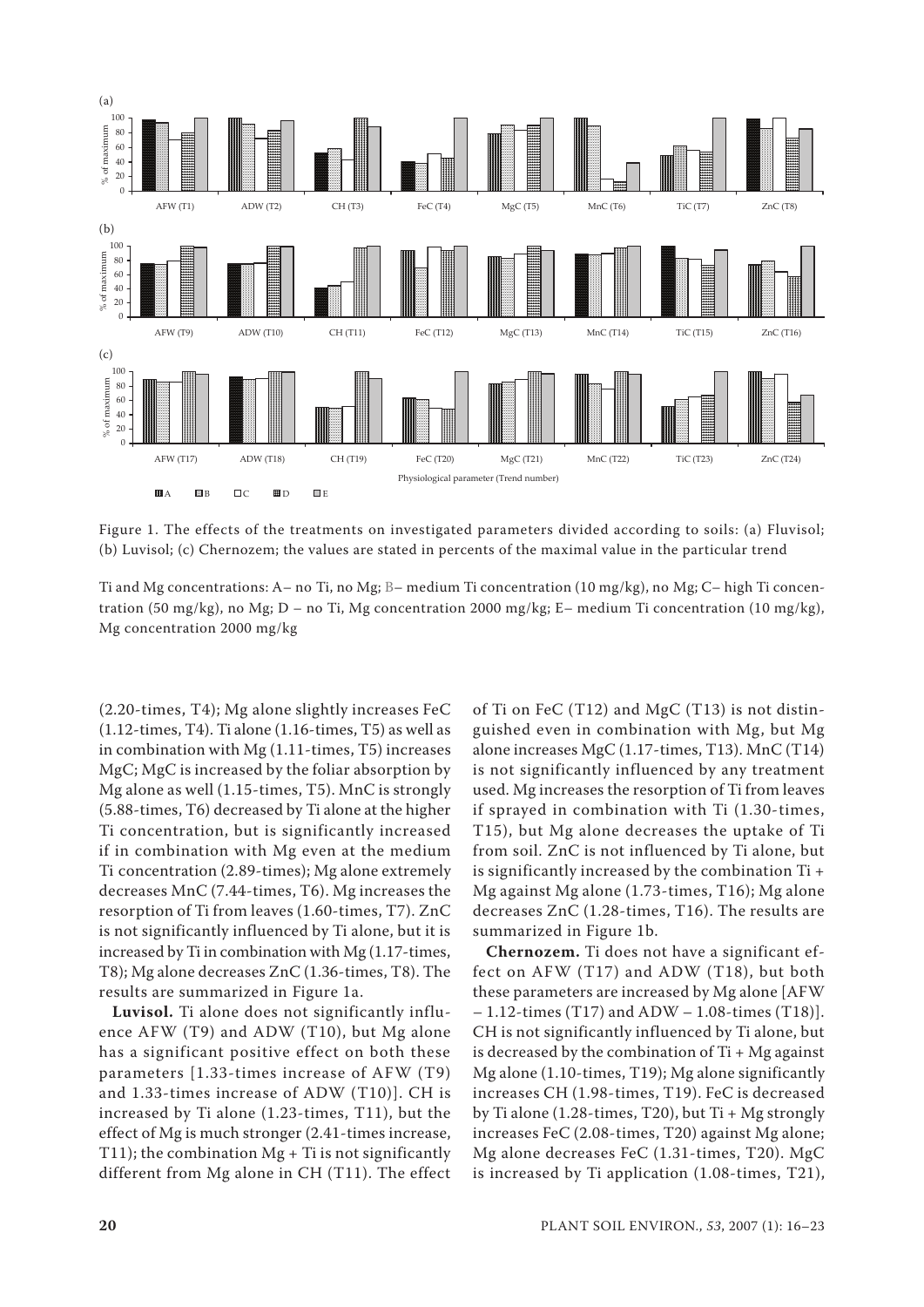Figure 1. The effects of the treatments on investigated parameters divided according to soils: (a) Fluvisol; (b) Luvisol; (c) Chernozem; the values are stated in percents of the maximal value in the particular trend

Ti and Mg concentrations: A – no Ti, no Mg; B – medium Ti concentration (10 mg/kg), no Mg; C – high Ti concentration (50 mg/kg), no Mg; D – no Ti, Mg concentration 2000 mg/kg; E – medium Ti concentration (10 mg/kg), Mg concentration 2000 mg/kg

(2.20-times, T4); Mg alone slightly increases FeC (1.12-times, T4). Ti alone (1.16-times, T5) as well as in combination with Mg (1.11-times, T5) increases MgC; MgC is increased by the foliar absorption by Mg alone as well (1.15-times, T5). MnC is strongly (5.88-times, T6) decreased by Ti alone at the higher Ti concentration, but is significantly increased if in combination with Mg even at the medium Ti concentration (2.89-times); Mg alone extremely decreases MnC (7.44-times, T6). Mg increases the resorption of Ti from leaves (1.60-times, T7). ZnC is not significantly influenced by Ti alone, but it is increased by Ti in combination with Mg (1.17-times, T8); Mg alone decreases ZnC (1.36-times, T8). The results are summarized in Figure 1a.

**Luvisol.** Ti alone does not significantly influence AFW (T9) and ADW (T10), but Mg alone has a significant positive effect on both these parameters [1.33-times increase of AFW (T9) and 1.33-times increase of ADW (T10)]. CH is increased by Ti alone (1.23-times, T11), but the effect of Mg is much stronger (2.41-times increase, T11); the combination Mg + Ti is not significantly different from Mg alone in CH (T11). The effect of Ti on FeC (T12) and MgC (T13) is not distinguished even in combination with Mg, but Mg alone increases MgC (1.17-times, T13). MnC (T14) is not significantly influenced by any treatment used. Mg increases the resorption of Ti from leaves if sprayed in combination with Ti (1.30-times, T15), but Mg alone decreases the uptake of Ti from soil. ZnC is not influenced by Ti alone, but is significantly increased by the combination Ti + Mg against Mg alone (1.73-times, T16); Mg alone decreases ZnC (1.28-times, T16). The results are summarized in Figure 1b.

**Chernozem.** Ti does not have a significant effect on AFW (T17) and ADW (T18), but both these parameters are increased by Mg alone [AFW – 1.12-times (T17) and ADW – 1.08-times (T18)]. CH is not significantly influenced by Ti alone, but is decreased by the combination of Ti + Mg against Mg alone (1.10-times, T19); Mg alone significantly increases CH (1.98-times, T19). FeC is decreased by Ti alone (1.28-times, T20), but Ti + Mg strongly increases FeC (2.08-times, T20) against Mg alone; Mg alone decreases FeC (1.31-times, T20). MgC is increased by Ti application (1.08-times, T21),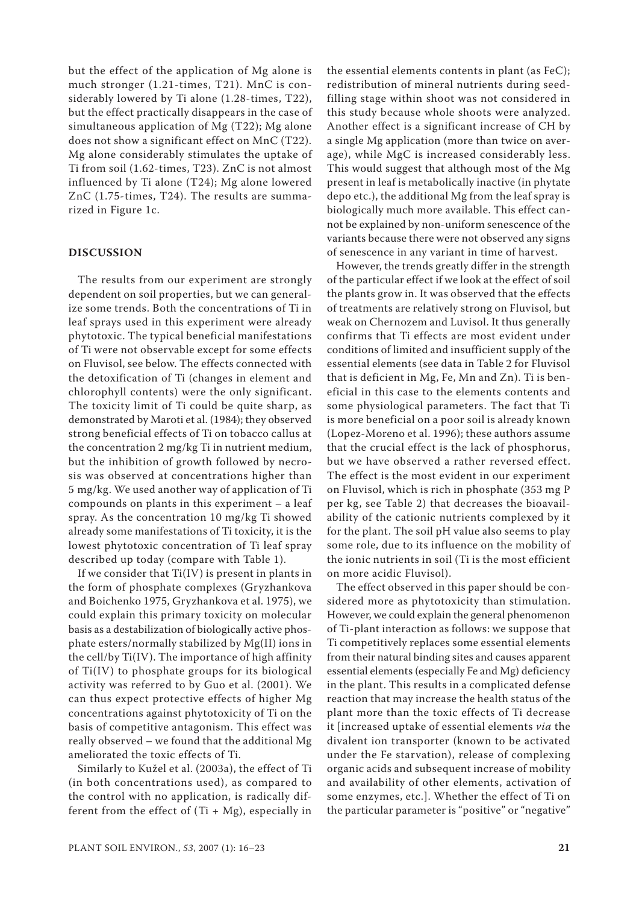but the effect of the application of Mg alone is much stronger (1.21-times, T21). MnC is considerably lowered by Ti alone (1.28-times, T22), but the effect practically disappears in the case of simultaneous application of Mg (T22); Mg alone does not show a significant effect on MnC (T22). Mg alone considerably stimulates the uptake of Ti from soil (1.62-times, T23). ZnC is not almost influenced by Ti alone (T24); Mg alone lowered ZnC (1.75-times, T24). The results are summarized in Figure 1c.

## DISCUSSION

The results from our experiment are strongly dependent on soil properties, but we can generalize some trends. Both the concentrations of Ti in leaf sprays used in this experiment were already phytotoxic. The typical beneficial manifestations of Ti were not observable except for some effects on Fluvisol, see below. The effects connected with the detoxification of Ti (changes in element and chlorophyll contents) were the only significant. The toxicity limit of Ti could be quite sharp, as demonstrated by Maroti et al. (1984); they observed strong beneficial effects of Ti on tobacco callus at the concentration 2 mg/kg Ti in nutrient medium, but the inhibition of growth followed by necrosis was observed at concentrations higher than 5 mg/kg. We used another way of application of Ti compounds on plants in this experiment – a leaf spray. As the concentration 10 mg/kg Ti showed already some manifestations of Ti toxicity, it is the lowest phytotoxic concentration of Ti leaf spray described up today (compare with Table 1).

If we consider that Ti(IV) is present in plants in the form of phosphate complexes (Gryzhankova and Boichenko 1975, Gryzhankova et al. 1975), we could explain this primary toxicity on molecular basis as a destabilization of biologically active phosphate esters/normally stabilized by Mg(II) ions in the cell/by Ti(IV). The importance of high affinity of Ti(IV) to phosphate groups for its biological activity was referred to by Guo et al. (2001). We can thus expect protective effects of higher Mg concentrations against phytotoxicity of Ti on the basis of competitive antagonism. This effect was really observed – we found that the additional Mg ameliorated the toxic effects of Ti.

Similarly to Kužel et al. (2003a), the effect of Ti (in both concentrations used), as compared to the control with no application, is radically different from the effect of (Ti + Mg), especially in the essential elements contents in plant (as FeC); redistribution of mineral nutrients during seed-filling stage within shoot was not considered in this study because whole shoots were analyzed. Another effect is a significant increase of CH by a single Mg application (more than twice on average), while MgC is increased considerably less. This would suggest that although most of the Mg present in leaf is metabolically inactive (in phytate depo etc.), the additional Mg from the leaf spray is biologically much more available. This effect cannot be explained by non-uniform senescence of the variants because there were not observed any signs of senescence in any variant in time of harvest.

However, the trends greatly differ in the strength of the particular effect if we look at the effect of soil the plants grow in. It was observed that the effects of treatments are relatively strong on Fluvisol, but weak on Chernozem and Luvisol. It thus generally confirms that Ti effects are most evident under conditions of limited and insufficient supply of the essential elements (see data in Table 2 for Fluvisol that is deficient in Mg, Fe, Mn and Zn). Ti is beneficial in this case to the elements contents and some physiological parameters. The fact that Ti is more beneficial on a poor soil is already known (Lopez-Moreno et al. 1996); these authors assume that the crucial effect is the lack of phosphorus, but we have observed a rather reversed effect. The effect is the most evident in our experiment on Fluvisol, which is rich in phosphate (353 mg P per kg, see Table 2) that decreases the bioavailability of the cationic nutrients complexed by it for the plant. The soil pH value also seems to play some role, due to its influence on the mobility of the ionic nutrients in soil (Ti is the most efficient on more acidic Fluvisol).

The effect observed in this paper should be considered more as phytotoxicity than stimulation. However, we could explain the general phenomenon of Ti-plant interaction as follows: we suppose that Ti competitively replaces some essential elements from their natural binding sites and causes apparent essential elements (especially Fe and Mg) deficiency in the plant. This results in a complicated defense reaction that may increase the health status of the plant more than the toxic effects of Ti decrease it [increased uptake of essential elements *via* the divalent ion transporter (known to be activated under the Fe starvation), release of complexing organic acids and subsequent increase of mobility and availability of other elements, activation of some enzymes, etc.]. Whether the effect of Ti on the particular parameter is "positive" or "negative"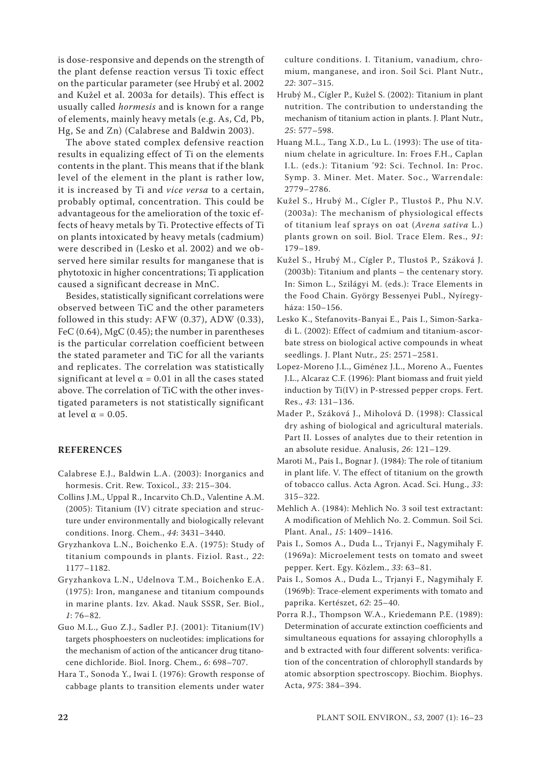is dose-responsive and depends on the strength of the plant defense reaction versus Ti toxic effect on the particular parameter (see Hrubý et al. 2002 and Kužel et al. 2003a for details). This effect is usually called *hormesis* and is known for a range of elements, mainly heavy metals (e.g. As, Cd, Pb, Hg, Se and Zn) (Calabrese and Baldwin 2003).

The above stated complex defensive reaction results in equalizing effect of Ti on the elements contents in the plant. This means that if the blank level of the element in the plant is rather low, it is increased by Ti and *vice versa* to a certain, probably optimal, concentration. This could be advantageous for the amelioration of the toxic effects of heavy metals by Ti. Protective effects of Ti on plants intoxicated by heavy metals (cadmium) were described in (Lesko et al. 2002) and we observed here similar results for manganese that is phytotoxic in higher concentrations; Ti application caused a significant decrease in MnC.

Besides, statistically significant correlations were observed between TiC and the other parameters followed in this study: AFW (0.37), ADW (0.33), FeC (0.64), MgC (0.45); the number in parentheses is the particular correlation coefficient between the stated parameter and TiC for all the variants and replicates. The correlation was statistically significant at level $\alpha = 0.01$ in all the cases stated above. The correlation of TiC with the other investigated parameters is not statistically significant at level $\alpha = 0.05$.

## REFERENCES

Calabrese E.J., Baldwin L.A. (2003): Inorganics and hormesis. Crit. Rew. Toxicol., *33*: 215–304.

Collins J.M., Uppal R., Incarvito Ch.D., Valentine A.M. (2005): Titanium (IV) citrate speciation and structure under environmentally and biologically relevant conditions. Inorg. Chem., *44*: 3431–3440.

Gryzhankova L.N., Boichenko E.A. (1975): Study of titanium compounds in plants. Fiziol. Rast., *22*: 1177–1182.

Gryzhankova L.N., Udelnova T.M., Boichenko E.A. (1975): Iron, manganese and titanium compounds in marine plants. Izv. Akad. Nauk SSSR, Ser. Biol., *1*: 76–82.

Guo M.L., Guo Z.J., Sadler P.J. (2001): Titanium(IV) targets phosphoesters on nucleotides: implications for the mechanism of action of the anticancer drug titanocene dichloride. Biol. Inorg. Chem., *6*: 698–707.

Hara T., Sonoda Y., Iwai I. (1976): Growth response of cabbage plants to transition elements under water culture conditions. I. Titanium, vanadium, chromium, manganese, and iron. Soil Sci. Plant Nutr., *22*: 307–315.

Hrubý M., Cígler P., Kužel S. (2002): Titanium in plant nutrition. The contribution to understanding the mechanism of titanium action in plants. J. Plant Nutr., *25*: 577–598.

Huang M.L., Tang X.D., Lu L. (1993): The use of titanium chelate in agriculture. In: Froes F.H., Caplan I.L. (eds.): Titanium '92: Sci. Technol. In: Proc. Symp. 3. Miner. Met. Mater. Soc., Warrendale: 2779–2786.

Kužel S., Hrubý M., Cígler P., Tlustoš P., Phu N.V. (2003a): The mechanism of physiological effects of titanium leaf sprays on oat (*Avena sativa* L.) plants grown on soil. Biol. Trace Elem. Res., *91*: 179–189.

Kužel S., Hrubý M., Cígler P., Tlustoš P., Száková J. (2003b): Titanium and plants – the centenary story. In: Simon L., Szilágyi M. (eds.): Trace Elements in the Food Chain. György Bessenyei Publ., Nyíregyháza: 150–156.

Lesko K., Stefanovits-Banyai E., Pais I., Simon-Sarkadi L. (2002): Effect of cadmium and titanium-ascorbate stress on biological active compounds in wheat seedlings. J. Plant Nutr., *25*: 2571–2581.

Lopez-Moreno J.L., Giménez J.L., Moreno A., Fuentes J.L., Alcaraz C.F. (1996): Plant biomass and fruit yield induction by Ti(IV) in P-stressed pepper crops. Fert. Res., *43*: 131–136.

Mader P., Száková J., Miholová D. (1998): Classical dry ashing of biological and agricultural materials. Part II. Losses of analytes due to their retention in an absolute residue. Analusis, *26*: 121–129.

Maroti M., Pais I., Bognar J. (1984): The role of titanium in plant life. V. The effect of titanium on the growth of tobacco callus. Acta Agron. Acad. Sci. Hung., *33*: 315–322.

Mehlich A. (1984): Mehlich No. 3 soil test extractant: A modification of Mehlich No. 2. Commun. Soil Sci. Plant. Anal., *15*: 1409–1416.

Pais I., Somos A., Duda L., Trjanyi F., Nagymihaly F. (1969a): Microelement tests on tomato and sweet pepper. Kert. Egy. Közlem., *33*: 63–81.

Pais I., Somos A., Duda L., Trjanyi F., Nagymihaly F. (1969b): Trace-element experiments with tomato and paprika. Kertészet, *62*: 25–40.

Porra R.J., Thompson W.A., Kriedemann P.E. (1989): Determination of accurate extinction coefficients and simultaneous equations for assaying chlorophylls a and b extracted with four different solvents: verification of the concentration of chlorophyll standards by atomic absorption spectroscopy. Biochim. Biophys. Acta, *975*: 384–394.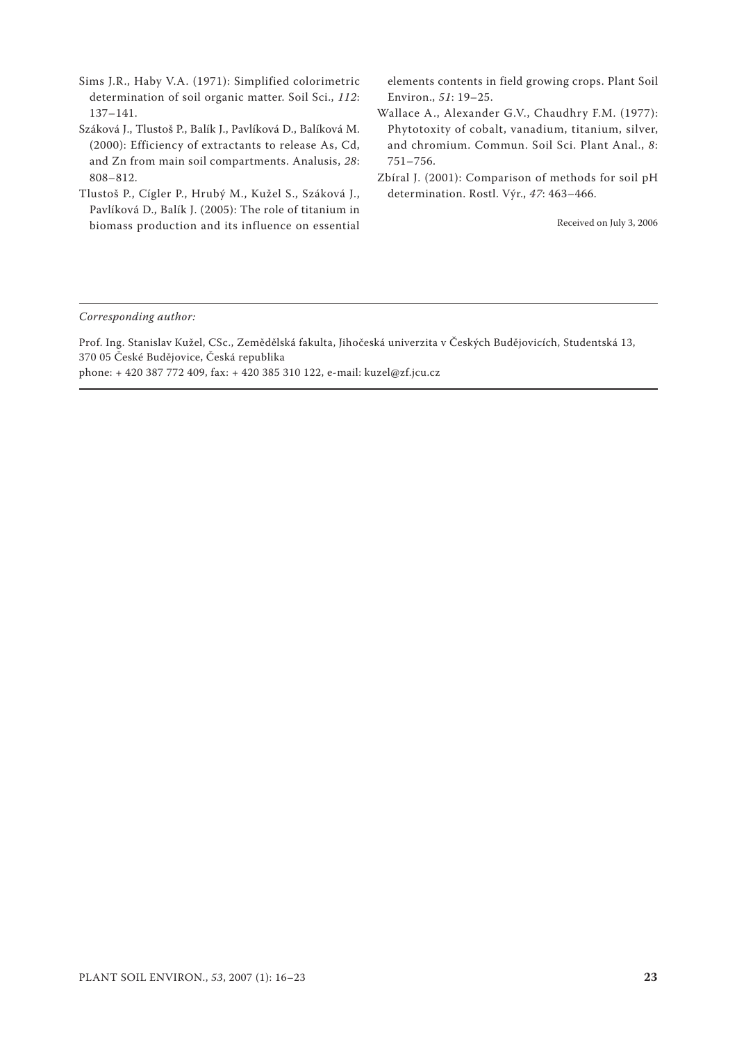Sims J.R., Haby V.A. (1971): Simplified colorimetric determination of soil organic matter. Soil Sci., *112*: 137–141.

Száková J., Tlustoš P., Balík J., Pavlíková D., Balíková M. (2000): Efficiency of extractants to release As, Cd, and Zn from main soil compartments. Analusis, *28*: 808–812.

Tlustoš P., Cígler P., Hrubý M., Kužel S., Száková J., Pavlíková D., Balík J. (2005): The role of titanium in biomass production and its influence on essential elements contents in field growing crops. Plant Soil Environ., *51*: 19–25.

Wallace A., Alexander G.V., Chaudhry F.M. (1977): Phytotoxity of cobalt, vanadium, titanium, silver, and chromium. Commun. Soil Sci. Plant Anal., *8*: 751–756.

Zbíral J. (2001): Comparison of methods for soil pH determination. Rostl. Výr., *47*: 463–466.

Received on July 3, 2006

*Corresponding author:*

Prof. Ing. Stanislav Kužel, CSc., Zemědělská fakulta, Jihočeská univerzita v Českých Budějovicích, Studentská 13, 370 05 České Budějovice, Česká republika
phone: + 420 387 772 409, fax: + 420 385 310 122, e-mail: kuzel@zf.jcu.cz